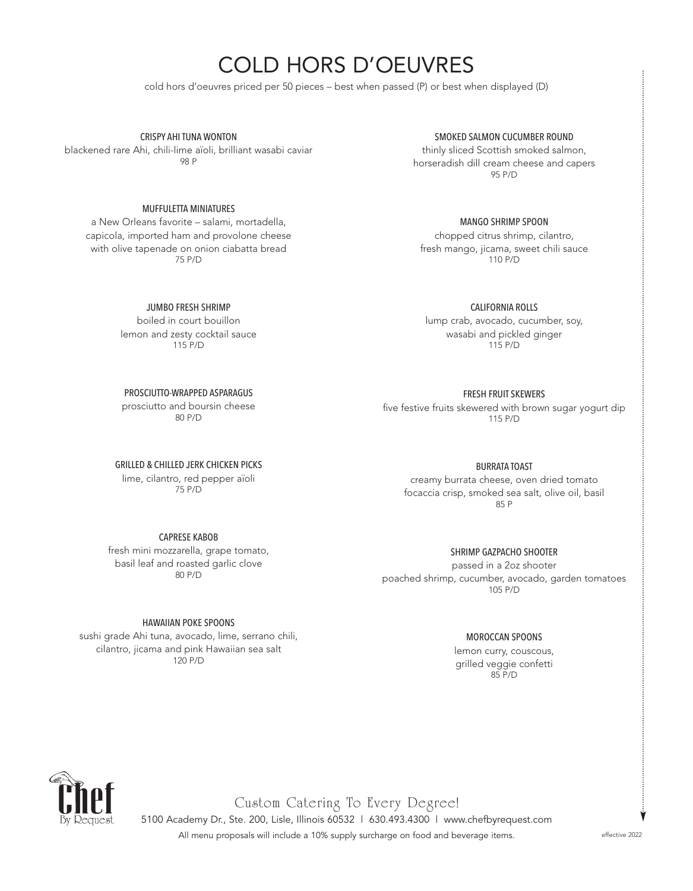# COLD HORS D'OEUVRES

cold hors d'oeuvres priced per 50 pieces – best when passed (P) or best when displayed (D)

### CRISPY AHI TUNA WONTON

blackened rare Ahi, chili-lime aïoli, brilliant wasabi caviar
98 P

### MUFFULETTA MINIATURES

a New Orleans favorite – salami, mortadella, capicola, imported ham and provolone cheese with olive tapenade on onion ciabatta bread
75 P/D

### JUMBO FRESH SHRIMP

boiled in court bouillon
lemon and zesty cocktail sauce
115 P/D

### PROSCIUTTO-WRAPPED ASPARAGUS

prosciutto and boursin cheese
80 P/D

### GRILLED & CHILLED JERK CHICKEN PICKS

lime, cilantro, red pepper aïoli
75 P/D

### CAPRESE KABOB

fresh mini mozzarella, grape tomato, basil leaf and roasted garlic clove
80 P/D

### HAWAIIAN POKE SPOONS

sushi grade Ahi tuna, avocado, lime, serrano chili, cilantro, jicama and pink Hawaiian sea salt
120 P/D

### SMOKED SALMON CUCUMBER ROUND

thinly sliced Scottish smoked salmon, horseradish dill cream cheese and capers
95 P/D

### MANGO SHRIMP SPOON

chopped citrus shrimp, cilantro, fresh mango, jicama, sweet chili sauce
110 P/D

### CALIFORNIA ROLLS

lump crab, avocado, cucumber, soy, wasabi and pickled ginger
115 P/D

### FRESH FRUIT SKEWERS

five festive fruits skewered with brown sugar yogurt dip
115 P/D

### BURRATA TOAST

creamy burrata cheese, oven dried tomato
focaccia crisp, smoked sea salt, olive oil, basil
85 P

### SHRIMP GAZPACHO SHOOTER

passed in a 2oz shooter
poached shrimp, cucumber, avocado, garden tomatoes
105 P/D

### MOROCCAN SPOONS

lemon curry, couscous, grilled veggie confetti
85 P/D

Chef By Request

Custom Catering To Every Degree!

5100 Academy Dr., Ste. 200, Lisle, Illinois 60532 | 630.493.4300 | www.chefbyrequest.com

All menu proposals will include a 10% supply surcharge on food and beverage items.

effective 2022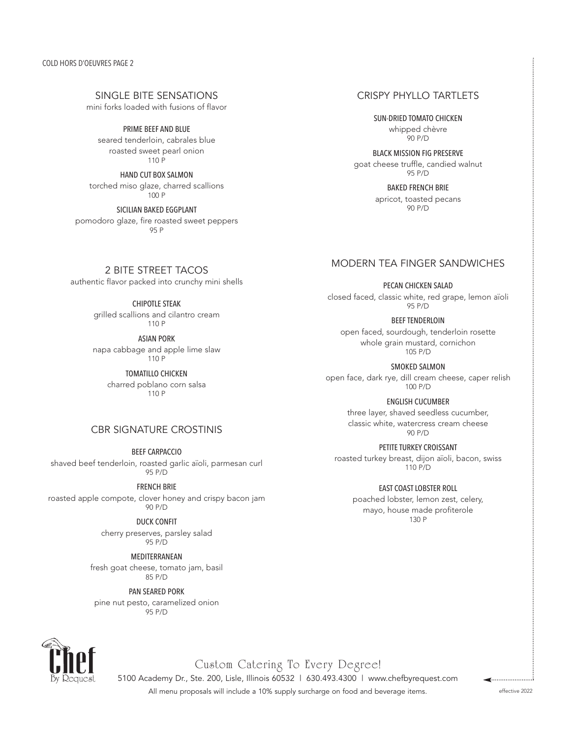COLD HORS D'OEUVRES PAGE 2

## SINGLE BITE SENSATIONS

mini forks loaded with fusions of flavor

**PRIME BEEF AND BLUE**
seared tenderloin, cabrales blue
roasted sweet pearl onion
110 P

**HAND CUT BOX SALMON**
torched miso glaze, charred scallions
100 P

**SICILIAN BAKED EGGPLANT**
pomodoro glaze, fire roasted sweet peppers
95 P

## 2 BITE STREET TACOS

authentic flavor packed into crunchy mini shells

**CHIPOTLE STEAK**
grilled scallions and cilantro cream
110 P

**ASIAN PORK**
napa cabbage and apple lime slaw
110 P

**TOMATILLO CHICKEN**
charred poblano corn salsa
110 P

## CBR SIGNATURE CROSTINIS

**BEEF CARPACCIO**
shaved beef tenderloin, roasted garlic aïoli, parmesan curl
95 P/D

**FRENCH BRIE**
roasted apple compote, clover honey and crispy bacon jam
90 P/D

**DUCK CONFIT**
cherry preserves, parsley salad
95 P/D

**MEDITERRANEAN**
fresh goat cheese, tomato jam, basil
85 P/D

**PAN SEARED PORK**
pine nut pesto, caramelized onion
95 P/D

## CRISPY PHYLLO TARTLETS

**SUN-DRIED TOMATO CHICKEN**
whipped chèvre
90 P/D

**BLACK MISSION FIG PRESERVE**
goat cheese truffle, candied walnut
95 P/D

**BAKED FRENCH BRIE**
apricot, toasted pecans
90 P/D

## MODERN TEA FINGER SANDWICHES

**PECAN CHICKEN SALAD**
closed faced, classic white, red grape, lemon aïoli
95 P/D

**BEEF TENDERLOIN**
open faced, sourdough, tenderloin rosette
whole grain mustard, cornichon
105 P/D

**SMOKED SALMON**
open face, dark rye, dill cream cheese, caper relish
100 P/D

**ENGLISH CUCUMBER**
three layer, shaved seedless cucumber,
classic white, watercress cream cheese
90 P/D

**PETITE TURKEY CROISSANT**
roasted turkey breast, dijon aïoli, bacon, swiss
110 P/D

**EAST COAST LOBSTER ROLL**
poached lobster, lemon zest, celery,
mayo, house made profiterole
130 P

Chef By Request

Custom Catering To Every Degree!

5100 Academy Dr., Ste. 200, Lisle, Illinois 60532 | 630.493.4300 | www.chefbyrequest.com

All menu proposals will include a 10% supply surcharge on food and beverage items.

effective 2022